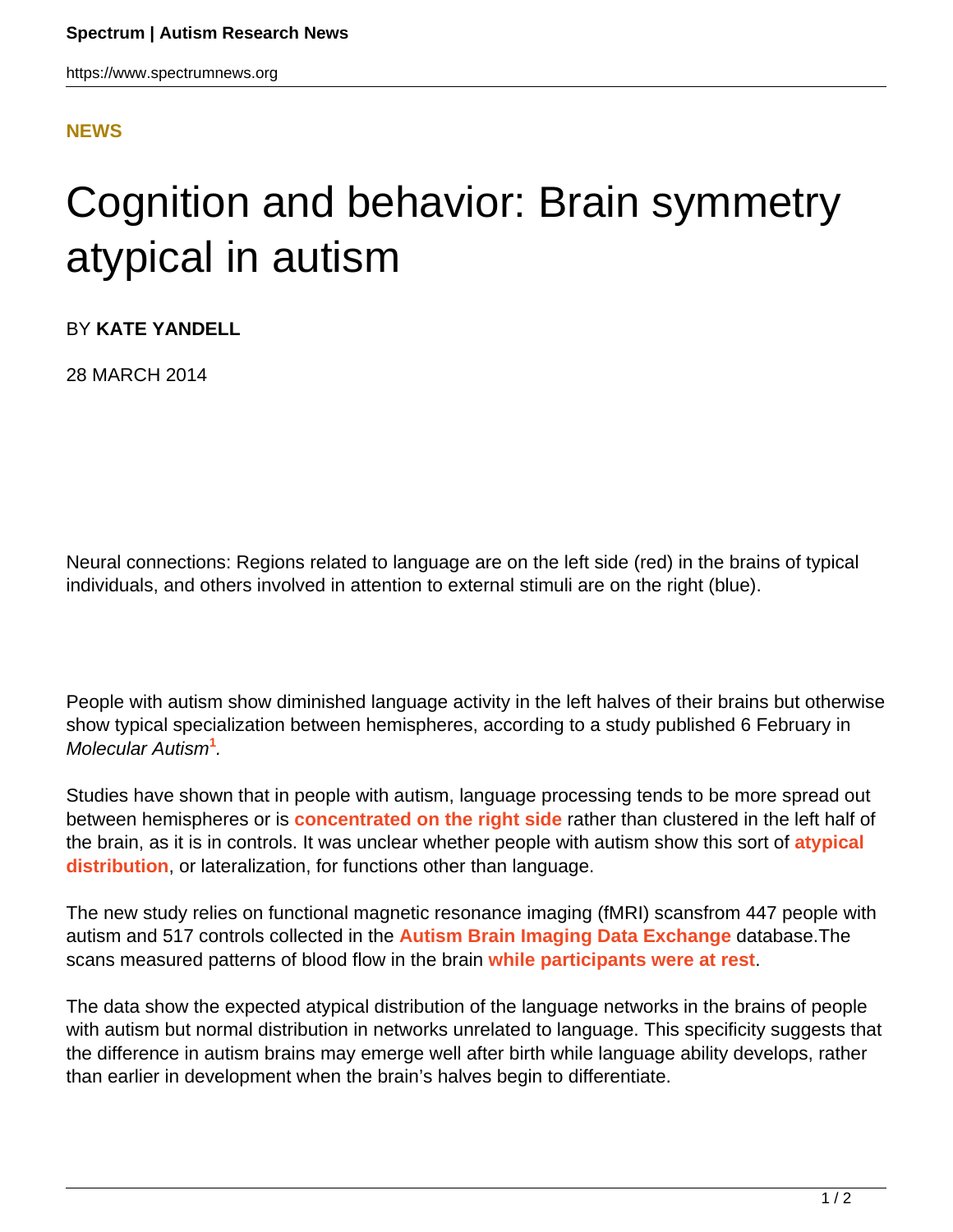**NEWS**

# Cognition and behavior: Brain symmetry atypical in autism

BY **KATE YANDELL**

28 MARCH 2014

Neural connections: Regions related to language are on the left side (red) in the brains of typical individuals, and others involved in attention to external stimuli are on the right (blue).

People with autism show diminished language activity in the left halves of their brains but otherwise show typical specialization between hemispheres, according to a study published 6 February in *Molecular Autism*[1].

Studies have shown that in people with autism, language processing tends to be more spread out between hemispheres or is **concentrated on the right side** rather than clustered in the left half of the brain, as it is in controls. It was unclear whether people with autism show this sort of **atypical distribution**, or lateralization, for functions other than language.

The new study relies on functional magnetic resonance imaging (fMRI) scansfrom 447 people with autism and 517 controls collected in the **Autism Brain Imaging Data Exchange** database.The scans measured patterns of blood flow in the brain **while participants were at rest**.

The data show the expected atypical distribution of the language networks in the brains of people with autism but normal distribution in networks unrelated to language. This specificity suggests that the difference in autism brains may emerge well after birth while language ability develops, rather than earlier in development when the brain's halves begin to differentiate.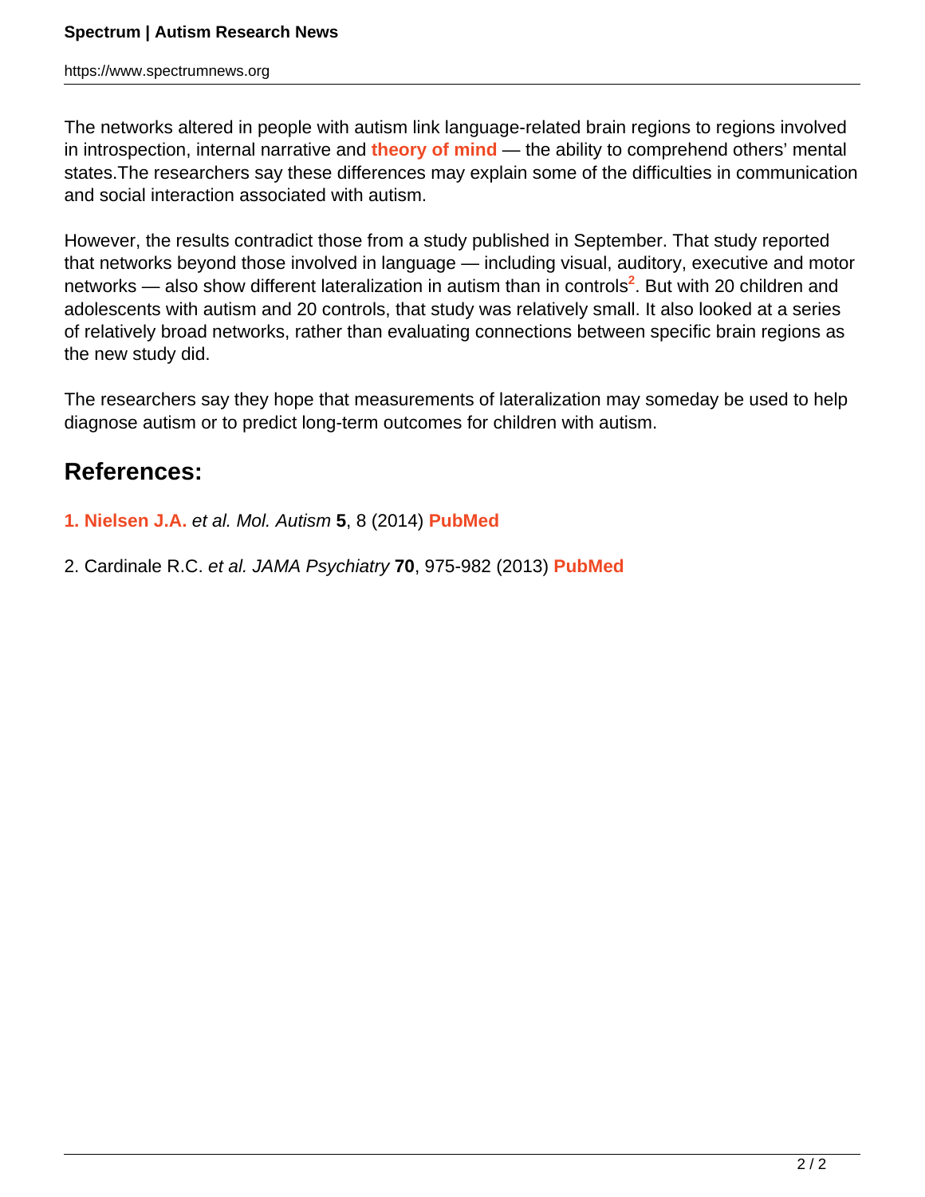The networks altered in people with autism link language-related brain regions to regions involved in introspection, internal narrative and **theory of mind** — the ability to comprehend others' mental states.The researchers say these differences may explain some of the difficulties in communication and social interaction associated with autism.

However, the results contradict those from a study published in September. That study reported that networks beyond those involved in language — including visual, auditory, executive and motor networks — also show different lateralization in autism than in controls[2]. But with 20 children and adolescents with autism and 20 controls, that study was relatively small. It also looked at a series of relatively broad networks, rather than evaluating connections between specific brain regions as the new study did.

The researchers say they hope that measurements of lateralization may someday be used to help diagnose autism or to predict long-term outcomes for children with autism.

## References:

1. **Nielsen J.A.** *et al. Mol. Autism* **5**, 8 (2014) **PubMed**

2. Cardinale R.C. *et al. JAMA Psychiatry* **70**, 975-982 (2013) **PubMed**